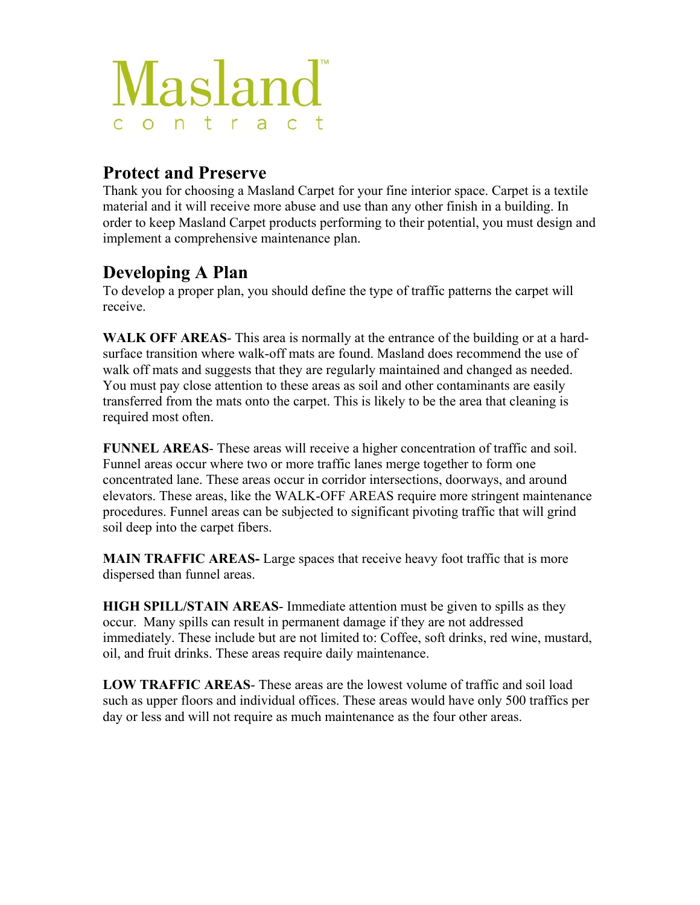# Masland™ contract

## Protect and Preserve

Thank you for choosing a Masland Carpet for your fine interior space. Carpet is a textile material and it will receive more abuse and use than any other finish in a building. In order to keep Masland Carpet products performing to their potential, you must design and implement a comprehensive maintenance plan.

## Developing A Plan

To develop a proper plan, you should define the type of traffic patterns the carpet will receive.

**WALK OFF AREAS**- This area is normally at the entrance of the building or at a hard-surface transition where walk-off mats are found. Masland does recommend the use of walk off mats and suggests that they are regularly maintained and changed as needed. You must pay close attention to these areas as soil and other contaminants are easily transferred from the mats onto the carpet. This is likely to be the area that cleaning is required most often.

**FUNNEL AREAS**- These areas will receive a higher concentration of traffic and soil. Funnel areas occur where two or more traffic lanes merge together to form one concentrated lane. These areas occur in corridor intersections, doorways, and around elevators. These areas, like the WALK-OFF AREAS require more stringent maintenance procedures. Funnel areas can be subjected to significant pivoting traffic that will grind soil deep into the carpet fibers.

**MAIN TRAFFIC AREAS-** Large spaces that receive heavy foot traffic that is more dispersed than funnel areas.

**HIGH SPILL/STAIN AREAS**- Immediate attention must be given to spills as they occur. Many spills can result in permanent damage if they are not addressed immediately. These include but are not limited to: Coffee, soft drinks, red wine, mustard, oil, and fruit drinks. These areas require daily maintenance.

**LOW TRAFFIC AREAS**- These areas are the lowest volume of traffic and soil load such as upper floors and individual offices. These areas would have only 500 traffics per day or less and will not require as much maintenance as the four other areas.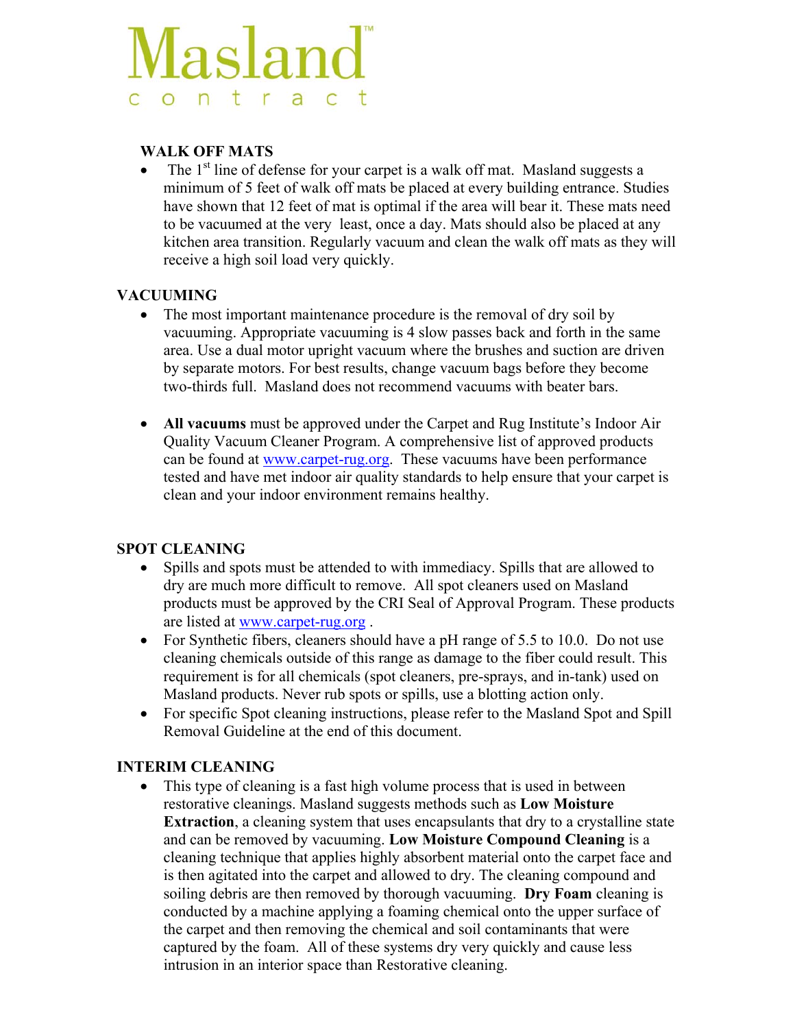Masland
contract

## WALK OFF MATS

- The 1st line of defense for your carpet is a walk off mat. Masland suggests a minimum of 5 feet of walk off mats be placed at every building entrance. Studies have shown that 12 feet of mat is optimal if the area will bear it. These mats need to be vacuumed at the very least, once a day. Mats should also be placed at any kitchen area transition. Regularly vacuum and clean the walk off mats as they will receive a high soil load very quickly.

## VACUUMING

- The most important maintenance procedure is the removal of dry soil by vacuuming. Appropriate vacuuming is 4 slow passes back and forth in the same area. Use a dual motor upright vacuum where the brushes and suction are driven by separate motors. For best results, change vacuum bags before they become two-thirds full. Masland does not recommend vacuums with beater bars.

- **All vacuums** must be approved under the Carpet and Rug Institute's Indoor Air Quality Vacuum Cleaner Program. A comprehensive list of approved products can be found at www.carpet-rug.org. These vacuums have been performance tested and have met indoor air quality standards to help ensure that your carpet is clean and your indoor environment remains healthy.

## SPOT CLEANING

- Spills and spots must be attended to with immediacy. Spills that are allowed to dry are much more difficult to remove. All spot cleaners used on Masland products must be approved by the CRI Seal of Approval Program. These products are listed at www.carpet-rug.org .
- For Synthetic fibers, cleaners should have a pH range of 5.5 to 10.0. Do not use cleaning chemicals outside of this range as damage to the fiber could result. This requirement is for all chemicals (spot cleaners, pre-sprays, and in-tank) used on Masland products. Never rub spots or spills, use a blotting action only.
- For specific Spot cleaning instructions, please refer to the Masland Spot and Spill Removal Guideline at the end of this document.

## INTERIM CLEANING

- This type of cleaning is a fast high volume process that is used in between restorative cleanings. Masland suggests methods such as **Low Moisture Extraction**, a cleaning system that uses encapsulants that dry to a crystalline state and can be removed by vacuuming. **Low Moisture Compound Cleaning** is a cleaning technique that applies highly absorbent material onto the carpet face and is then agitated into the carpet and allowed to dry. The cleaning compound and soiling debris are then removed by thorough vacuuming. **Dry Foam** cleaning is conducted by a machine applying a foaming chemical onto the upper surface of the carpet and then removing the chemical and soil contaminants that were captured by the foam. All of these systems dry very quickly and cause less intrusion in an interior space than Restorative cleaning.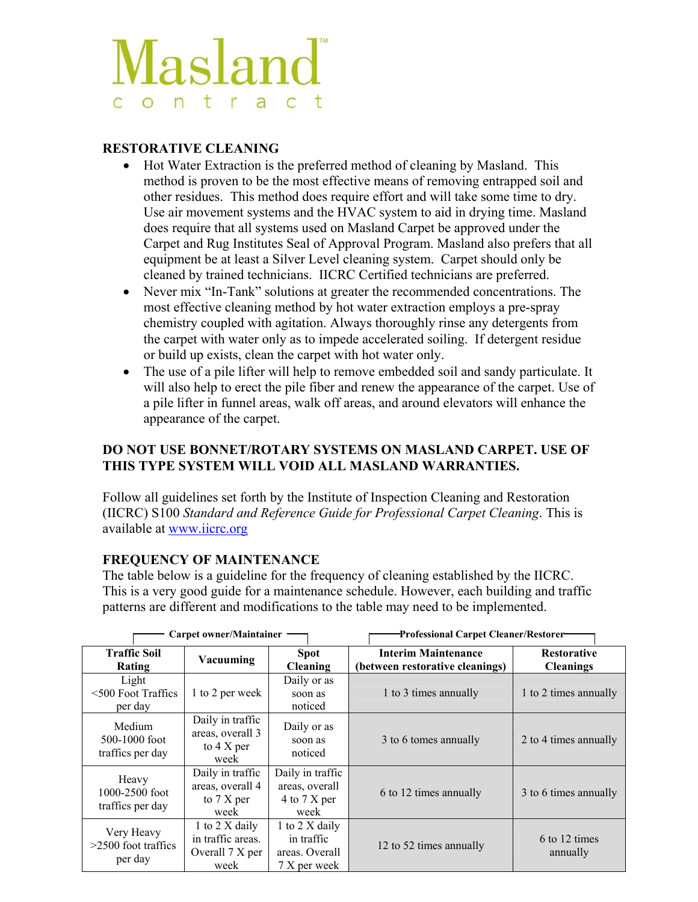Masland
contract

**RESTORATIVE CLEANING**

- Hot Water Extraction is the preferred method of cleaning by Masland. This method is proven to be the most effective means of removing entrapped soil and other residues. This method does require effort and will take some time to dry. Use air movement systems and the HVAC system to aid in drying time. Masland does require that all systems used on Masland Carpet be approved under the Carpet and Rug Institutes Seal of Approval Program. Masland also prefers that all equipment be at least a Silver Level cleaning system. Carpet should only be cleaned by trained technicians. IICRC Certified technicians are preferred.
- Never mix "In-Tank" solutions at greater the recommended concentrations. The most effective cleaning method by hot water extraction employs a pre-spray chemistry coupled with agitation. Always thoroughly rinse any detergents from the carpet with water only as to impede accelerated soiling. If detergent residue or build up exists, clean the carpet with hot water only.
- The use of a pile lifter will help to remove embedded soil and sandy particulate. It will also help to erect the pile fiber and renew the appearance of the carpet. Use of a pile lifter in funnel areas, walk off areas, and around elevators will enhance the appearance of the carpet.

**DO NOT USE BONNET/ROTARY SYSTEMS ON MASLAND CARPET. USE OF THIS TYPE SYSTEM WILL VOID ALL MASLAND WARRANTIES.**

Follow all guidelines set forth by the Institute of Inspection Cleaning and Restoration (IICRC) S100 *Standard and Reference Guide for Professional Carpet Cleaning*. This is available at [www.iicrc.org](http://www.iicrc.org)

**FREQUENCY OF MAINTENANCE**

The table below is a guideline for the frequency of cleaning established by the IICRC. This is a very good guide for a maintenance schedule. However, each building and traffic patterns are different and modifications to the table may need to be implemented.

| | Carpet owner/Maintainer | | Professional Carpet Cleaner/Restorer | |
|---|---|---|---|---|
| **Traffic Soil Rating** | **Vacuuming** | **Spot Cleaning** | **Interim Maintenance (between restorative cleanings)** | **Restorative Cleanings** |
| Light <500 Foot Traffics per day | 1 to 2 per week | Daily or as soon as noticed | 1 to 3 times annually | 1 to 2 times annually |
| Medium 500-1000 foot traffics per day | Daily in traffic areas, overall 3 to 4 X per week | Daily or as soon as noticed | 3 to 6 tomes annually | 2 to 4 times annually |
| Heavy 1000-2500 foot traffics per day | Daily in traffic areas, overall 4 to 7 X per week | Daily in traffic areas, overall 4 to 7 X per week | 6 to 12 times annually | 3 to 6 times annually |
| Very Heavy >2500 foot traffics per day | 1 to 2 X daily in traffic areas. Overall 7 X per week | 1 to 2 X daily in traffic areas. Overall 7 X per week | 12 to 52 times annually | 6 to 12 times annually |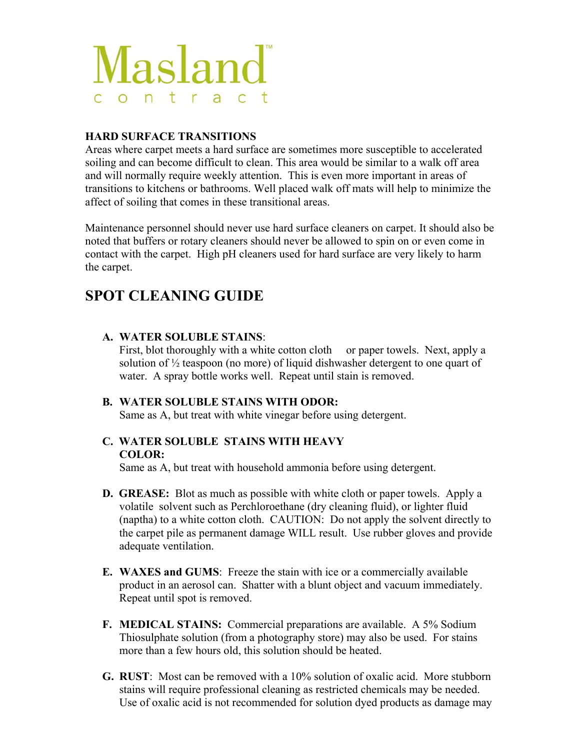# Masland contract

**HARD SURFACE TRANSITIONS**

Areas where carpet meets a hard surface are sometimes more susceptible to accelerated soiling and can become difficult to clean. This area would be similar to a walk off area and will normally require weekly attention. This is even more important in areas of transitions to kitchens or bathrooms. Well placed walk off mats will help to minimize the affect of soiling that comes in these transitional areas.

Maintenance personnel should never use hard surface cleaners on carpet. It should also be noted that buffers or rotary cleaners should never be allowed to spin on or even come in contact with the carpet. High pH cleaners used for hard surface are very likely to harm the carpet.

## SPOT CLEANING GUIDE

A. **WATER SOLUBLE STAINS**:
   First, blot thoroughly with a white cotton cloth or paper towels. Next, apply a solution of ½ teaspoon (no more) of liquid dishwasher detergent to one quart of water. A spray bottle works well. Repeat until stain is removed.

B. **WATER SOLUBLE STAINS WITH ODOR:**
   Same as A, but treat with white vinegar before using detergent.

C. **WATER SOLUBLE STAINS WITH HEAVY COLOR:**
   Same as A, but treat with household ammonia before using detergent.

D. **GREASE:** Blot as much as possible with white cloth or paper towels. Apply a volatile solvent such as Perchloroethane (dry cleaning fluid), or lighter fluid (naptha) to a white cotton cloth. CAUTION: Do not apply the solvent directly to the carpet pile as permanent damage WILL result. Use rubber gloves and provide adequate ventilation.

E. **WAXES and GUMS**: Freeze the stain with ice or a commercially available product in an aerosol can. Shatter with a blunt object and vacuum immediately. Repeat until spot is removed.

F. **MEDICAL STAINS:** Commercial preparations are available. A 5% Sodium Thiosulphate solution (from a photography store) may also be used. For stains more than a few hours old, this solution should be heated.

G. **RUST**: Most can be removed with a 10% solution of oxalic acid. More stubborn stains will require professional cleaning as restricted chemicals may be needed. Use of oxalic acid is not recommended for solution dyed products as damage may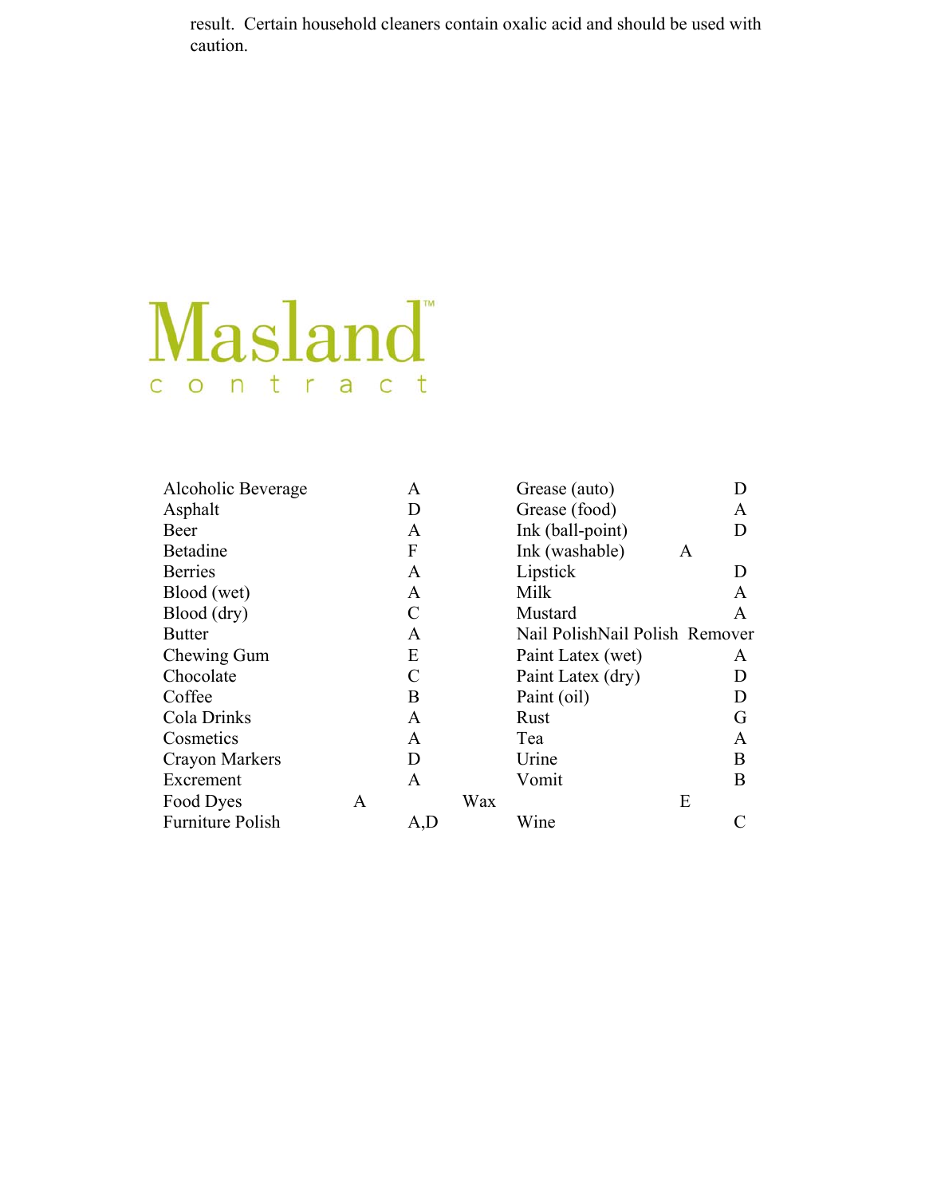result. Certain household cleaners contain oxalic acid and should be used with caution.

Masland™

contract

| | | | |
|---|---|---|---|
| Alcoholic Beverage | A | Grease (auto) | D |
| Asphalt | D | Grease (food) | A |
| Beer | A | Ink (ball-point) | D |
| Betadine | F | Ink (washable) | A |
| Berries | A | Lipstick | D |
| Blood (wet) | A | Milk | A |
| Blood (dry) | C | Mustard | A |
| Butter | A | Nail PolishNail Polish Remover | |
| Chewing Gum | E | Paint Latex (wet) | A |
| Chocolate | C | Paint Latex (dry) | D |
| Coffee | B | Paint (oil) | D |
| Cola Drinks | A | Rust | G |
| Cosmetics | A | Tea | A |
| Crayon Markers | D | Urine | B |
| Excrement | A | Vomit | B |
| Food Dyes | A | Wax | E |
| Furniture Polish | A,D | Wine | C |